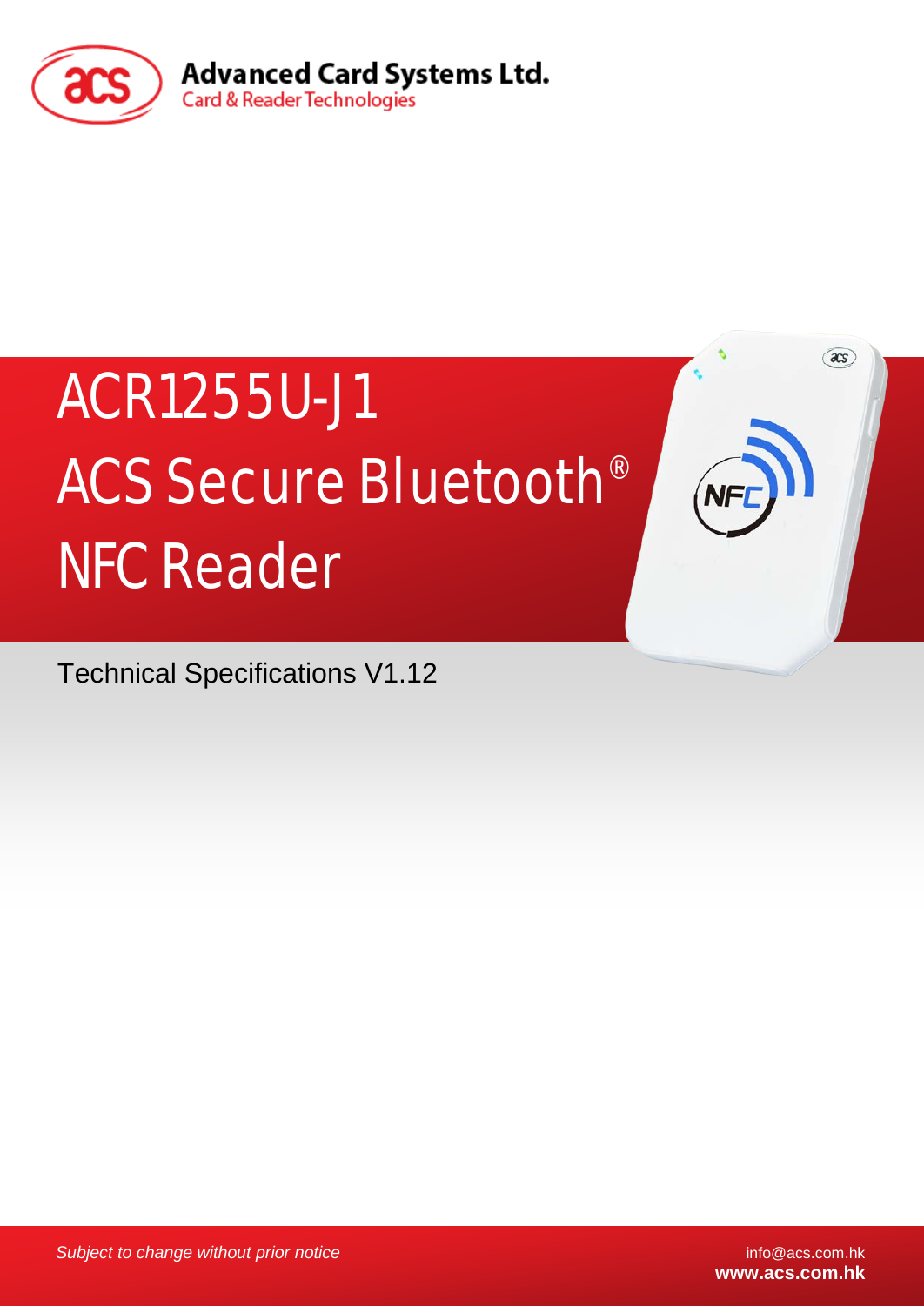Advanced Card Systems Ltd.

Card & Reader Technologies

# ACR1255U-J1 ACS Secure Bluetooth® NFC Reader

Technical Specifications V1.12

*Subject to change without prior notice*

info@acs.com.hk

**www.acs.com.hk**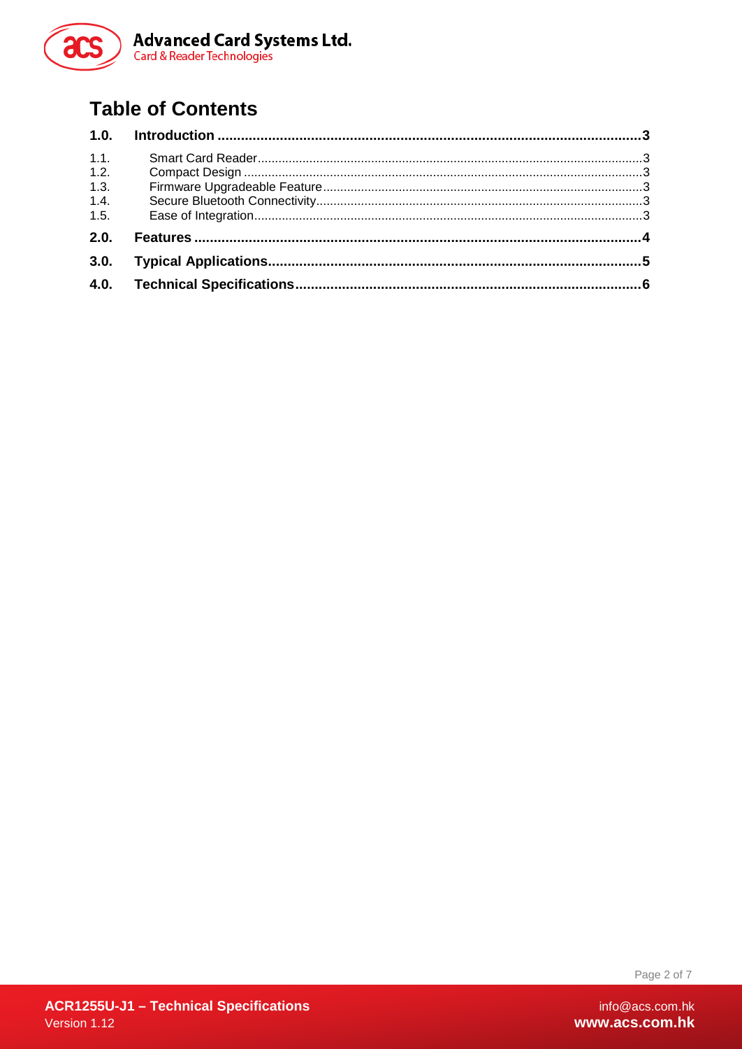# Table of Contents

**1.0. Introduction .......................................................................................................... 3**

1.1. Smart Card Reader.............................................................................................................. 3
1.2. Compact Design .................................................................................................................. 3
1.3. Firmware Upgradeable Feature........................................................................................... 3
1.4. Secure Bluetooth Connectivity............................................................................................. 3
1.5. Ease of Integration............................................................................................................... 3

**2.0. Features ................................................................................................................ 4**

**3.0. Typical Applications............................................................................................... 5**

**4.0. Technical Specifications........................................................................................ 6**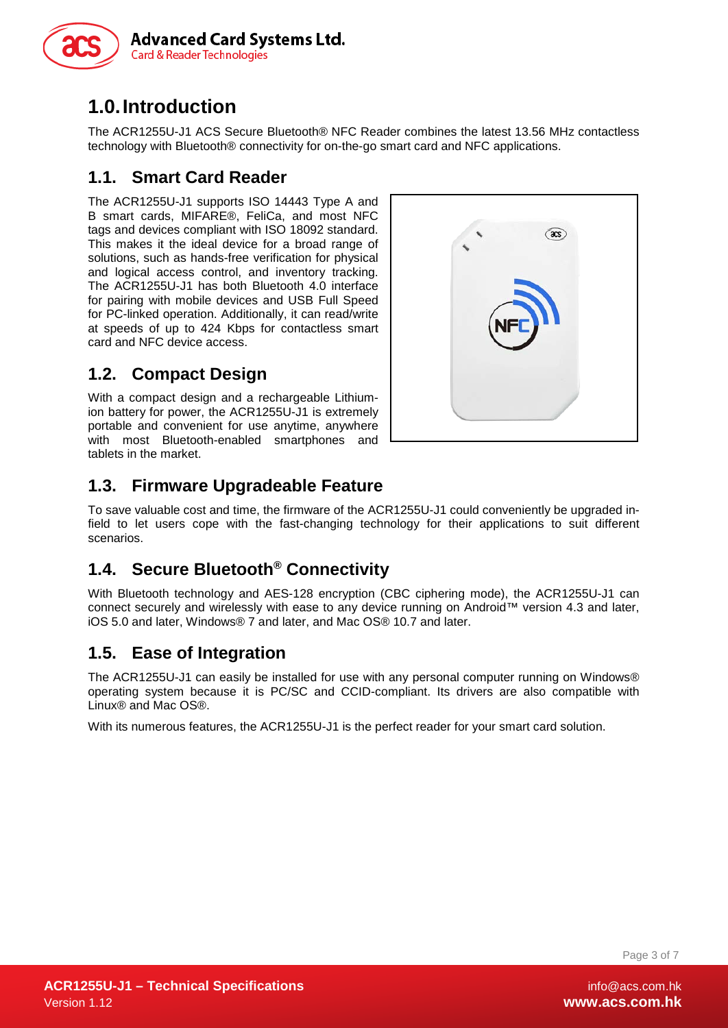# 1.0. Introduction

The ACR1255U-J1 ACS Secure Bluetooth® NFC Reader combines the latest 13.56 MHz contactless technology with Bluetooth® connectivity for on-the-go smart card and NFC applications.

## 1.1. Smart Card Reader

The ACR1255U-J1 supports ISO 14443 Type A and B smart cards, MIFARE®, FeliCa, and most NFC tags and devices compliant with ISO 18092 standard. This makes it the ideal device for a broad range of solutions, such as hands-free verification for physical and logical access control, and inventory tracking. The ACR1255U-J1 has both Bluetooth 4.0 interface for pairing with mobile devices and USB Full Speed for PC-linked operation. Additionally, it can read/write at speeds of up to 424 Kbps for contactless smart card and NFC device access.

## 1.2. Compact Design

With a compact design and a rechargeable Lithium-ion battery for power, the ACR1255U-J1 is extremely portable and convenient for use anytime, anywhere with most Bluetooth-enabled smartphones and tablets in the market.

## 1.3. Firmware Upgradeable Feature

To save valuable cost and time, the firmware of the ACR1255U-J1 could conveniently be upgraded in-field to let users cope with the fast-changing technology for their applications to suit different scenarios.

## 1.4. Secure Bluetooth® Connectivity

With Bluetooth technology and AES-128 encryption (CBC ciphering mode), the ACR1255U-J1 can connect securely and wirelessly with ease to any device running on Android™ version 4.3 and later, iOS 5.0 and later, Windows® 7 and later, and Mac OS® 10.7 and later.

## 1.5. Ease of Integration

The ACR1255U-J1 can easily be installed for use with any personal computer running on Windows® operating system because it is PC/SC and CCID-compliant. Its drivers are also compatible with Linux® and Mac OS®.

With its numerous features, the ACR1255U-J1 is the perfect reader for your smart card solution.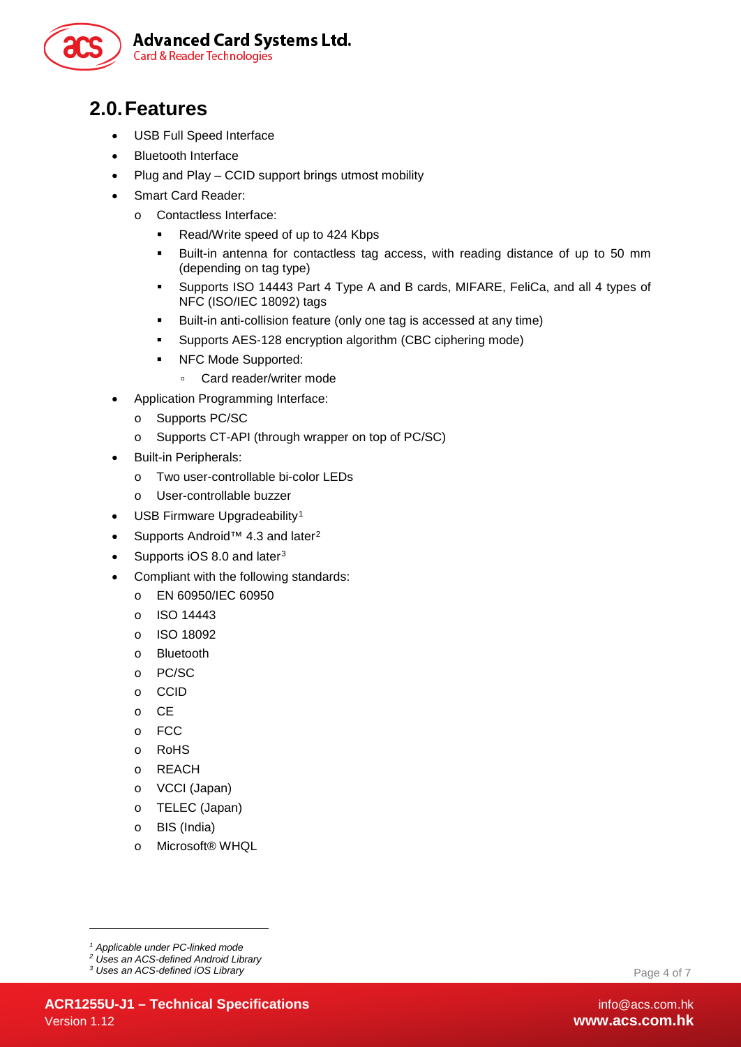## 2.0. Features

- USB Full Speed Interface
- Bluetooth Interface
- Plug and Play – CCID support brings utmost mobility
- Smart Card Reader:
    - Contactless Interface:
        - Read/Write speed of up to 424 Kbps
        - Built-in antenna for contactless tag access, with reading distance of up to 50 mm (depending on tag type)
        - Supports ISO 14443 Part 4 Type A and B cards, MIFARE, FeliCa, and all 4 types of NFC (ISO/IEC 18092) tags
        - Built-in anti-collision feature (only one tag is accessed at any time)
        - Supports AES-128 encryption algorithm (CBC ciphering mode)
        - NFC Mode Supported:
            - Card reader/writer mode
- Application Programming Interface:
    - Supports PC/SC
    - Supports CT-API (through wrapper on top of PC/SC)
- Built-in Peripherals:
    - Two user-controllable bi-color LEDs
    - User-controllable buzzer
- USB Firmware Upgradeability[1]
- Supports Android™ 4.3 and later[2]
- Supports iOS 8.0 and later[3]
- Compliant with the following standards:
    - EN 60950/IEC 60950
    - ISO 14443
    - ISO 18092
    - Bluetooth
    - PC/SC
    - CCID
    - CE
    - FCC
    - RoHS
    - REACH
    - VCCI (Japan)
    - TELEC (Japan)
    - BIS (India)
    - Microsoft® WHQL

---

[1] *Applicable under PC-linked mode*
[2] *Uses an ACS-defined Android Library*
[3] *Uses an ACS-defined iOS Library*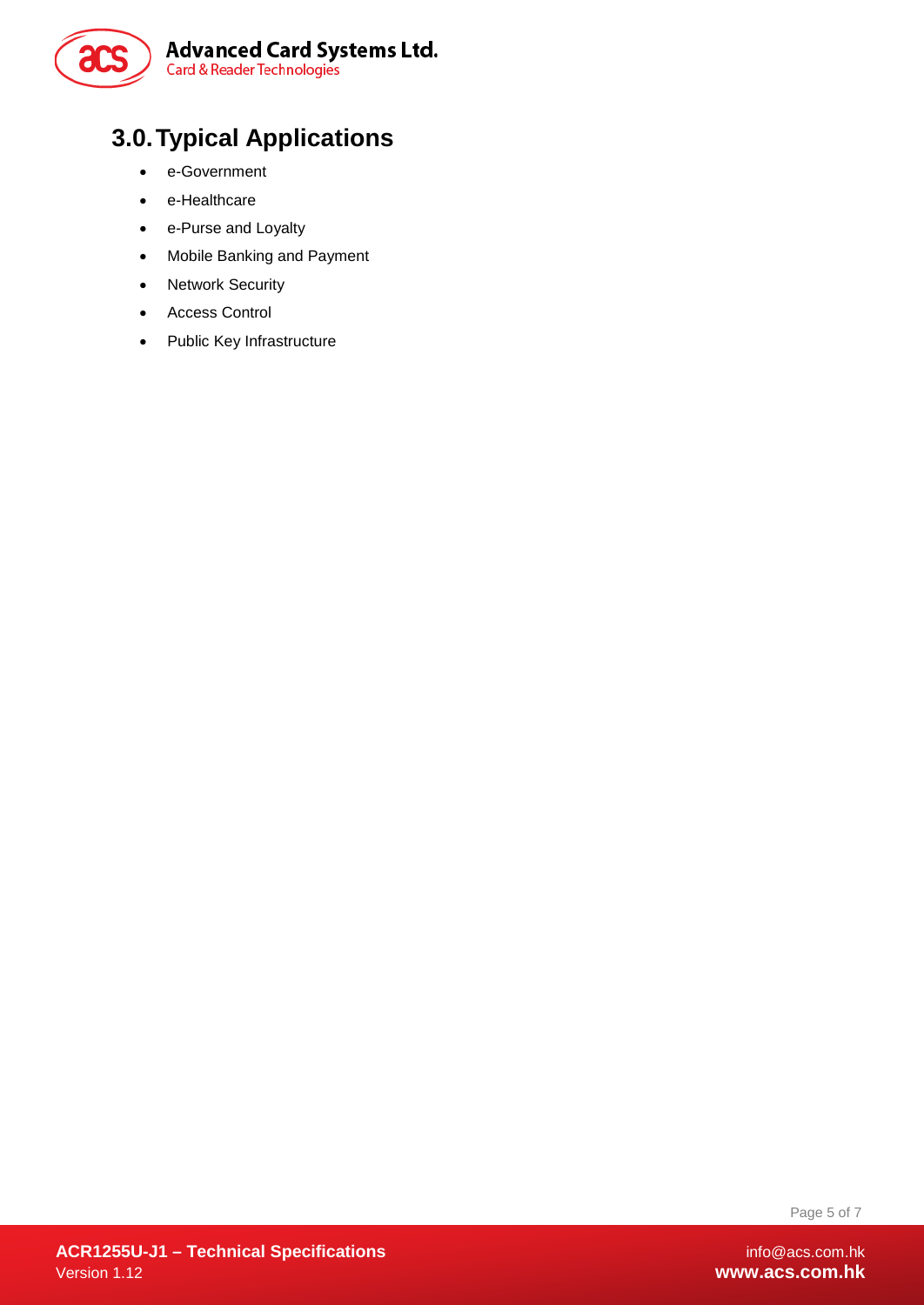# 3.0. Typical Applications

- e-Government
- e-Healthcare
- e-Purse and Loyalty
- Mobile Banking and Payment
- Network Security
- Access Control
- Public Key Infrastructure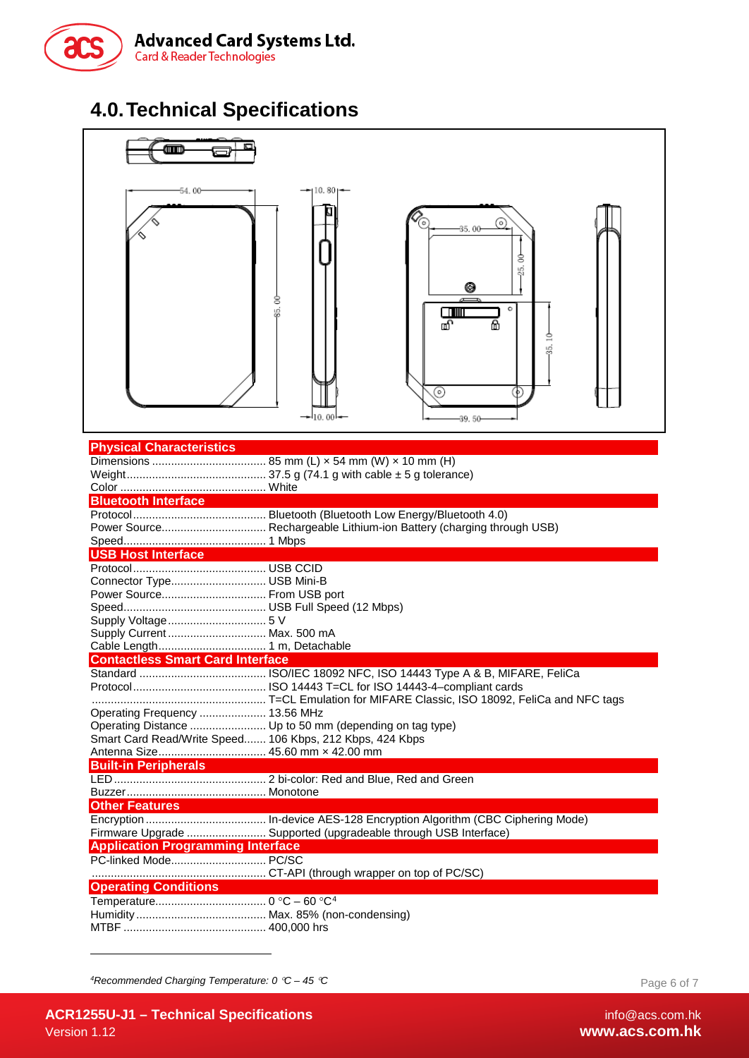# 4.0. Technical Specifications

| **Physical Characteristics** | |
|---|---|
| Dimensions | 85 mm (L) × 54 mm (W) × 10 mm (H) |
| Weight | 37.5 g (74.1 g with cable ± 5 g tolerance) |
| Color | White |
| **Bluetooth Interface** | |
| Protocol | Bluetooth (Bluetooth Low Energy/Bluetooth 4.0) |
| Power Source | Rechargeable Lithium-ion Battery (charging through USB) |
| Speed | 1 Mbps |
| **USB Host Interface** | |
| Protocol | USB CCID |
| Connector Type | USB Mini-B |
| Power Source | From USB port |
| Speed | USB Full Speed (12 Mbps) |
| Supply Voltage | 5 V |
| Supply Current | Max. 500 mA |
| Cable Length | 1 m, Detachable |
| **Contactless Smart Card Interface** | |
| Standard | ISO/IEC 18092 NFC, ISO 14443 Type A & B, MIFARE, FeliCa |
| Protocol | ISO 14443 T=CL for ISO 14443-4–compliant cards |
| | T=CL Emulation for MIFARE Classic, ISO 18092, FeliCa and NFC tags |
| Operating Frequency | 13.56 MHz |
| Operating Distance | Up to 50 mm (depending on tag type) |
| Smart Card Read/Write Speed | 106 Kbps, 212 Kbps, 424 Kbps |
| Antenna Size | 45.60 mm × 42.00 mm |
| **Built-in Peripherals** | |
| LED | 2 bi-color: Red and Blue, Red and Green |
| Buzzer | Monotone |
| **Other Features** | |
| Encryption | In-device AES-128 Encryption Algorithm (CBC Ciphering Mode) |
| Firmware Upgrade | Supported (upgradeable through USB Interface) |
| **Application Programming Interface** | |
| PC-linked Mode | PC/SC |
| | CT-API (through wrapper on top of PC/SC) |
| **Operating Conditions** | |
| Temperature | 0 °C – 60 °C[4] |
| Humidity | Max. 85% (non-condensing) |
| MTBF | 400,000 hrs |

[4] *Recommended Charging Temperature: 0 °C – 45 °C*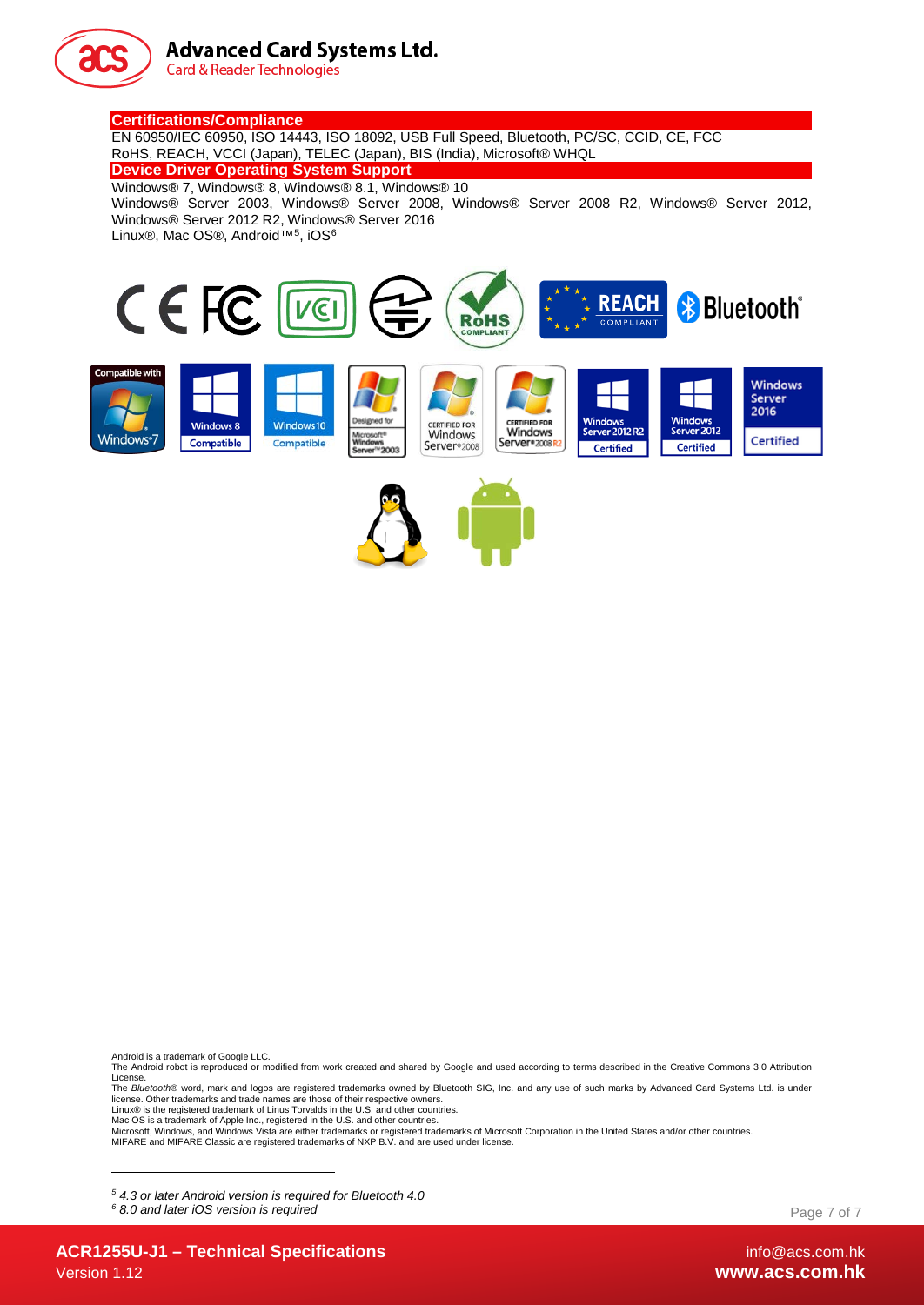### Certifications/Compliance

EN 60950/IEC 60950, ISO 14443, ISO 18092, USB Full Speed, Bluetooth, PC/SC, CCID, CE, FCC
RoHS, REACH, VCCI (Japan), TELEC (Japan), BIS (India), Microsoft® WHQL

### Device Driver Operating System Support

Windows® 7, Windows® 8, Windows® 8.1, Windows® 10
Windows® Server 2003, Windows® Server 2008, Windows® Server 2008 R2, Windows® Server 2012, Windows® Server 2012 R2, Windows® Server 2016
Linux®, Mac OS®, Android™[5], iOS[6]

Android is a trademark of Google LLC.
The Android robot is reproduced or modified from work created and shared by Google and used according to terms described in the Creative Commons 3.0 Attribution License.
The *Bluetooth*® word, mark and logos are registered trademarks owned by Bluetooth SIG, Inc. and any use of such marks by Advanced Card Systems Ltd. is under license. Other trademarks and trade names are those of their respective owners.
Linux® is the registered trademark of Linus Torvalds in the U.S. and other countries.
Mac OS is a trademark of Apple Inc., registered in the U.S. and other countries.
Microsoft, Windows, and Windows Vista are either trademarks or registered trademarks of Microsoft Corporation in the United States and/or other countries.
MIFARE and MIFARE Classic are registered trademarks of NXP B.V. and are used under license.

[5] *4.3 or later Android version is required for Bluetooth 4.0*
[6] *8.0 and later iOS version is required*